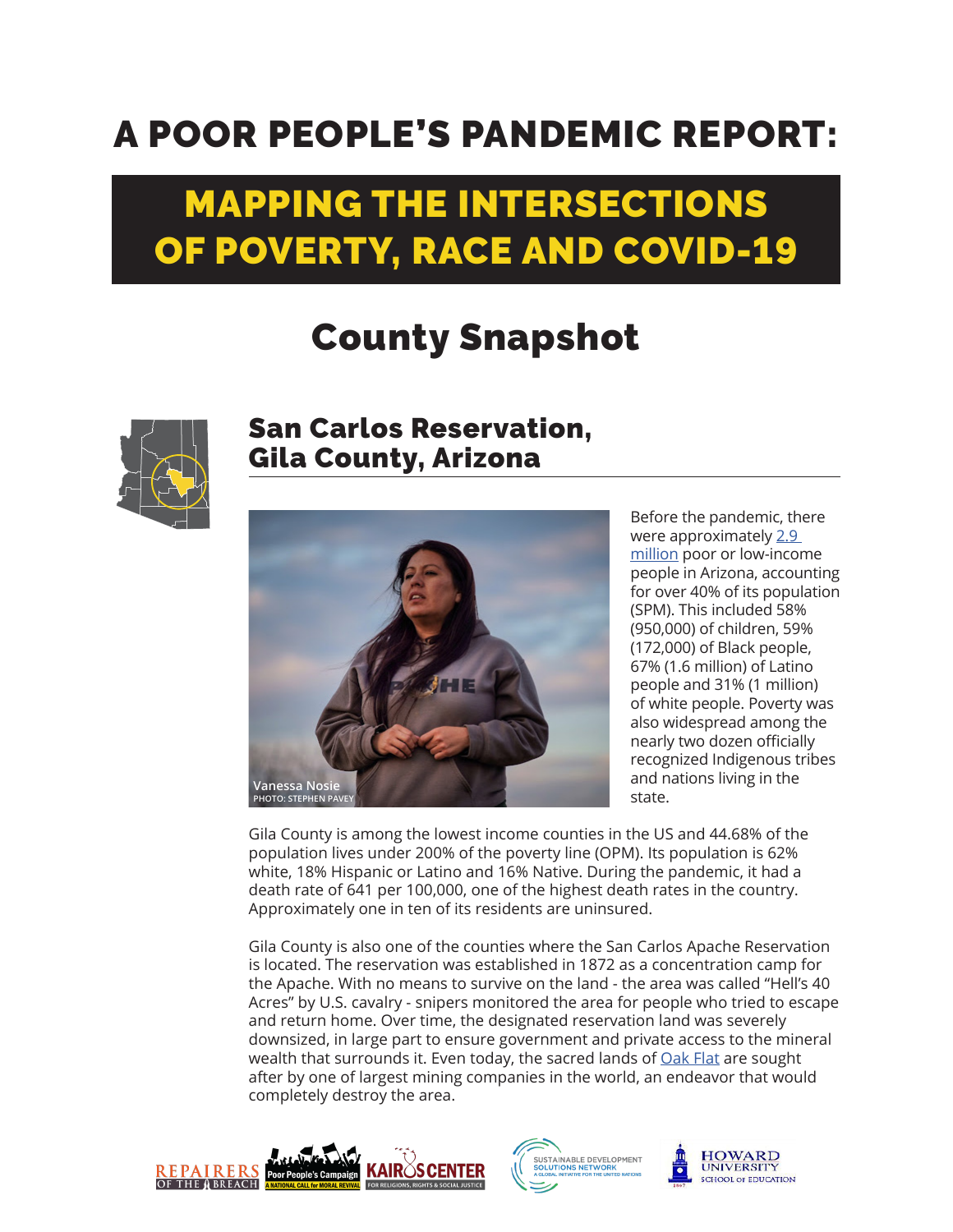# A POOR PEOPLE'S PANDEMIC REPORT:

# MAPPING THE INTERSECTIONS OF POVERTY, RACE AND COVID-19

## County Snapshot

### San Carlos Reservation, Gila County, Arizona

Vanessa Nosie
PHOTO: STEPHEN PAVEY

Before the pandemic, there were approximately 2.9 million poor or low-income people in Arizona, accounting for over 40% of its population (SPM). This included 58% (950,000) of children, 59% (172,000) of Black people, 67% (1.6 million) of Latino people and 31% (1 million) of white people. Poverty was also widespread among the nearly two dozen officially recognized Indigenous tribes and nations living in the state.

Gila County is among the lowest income counties in the US and 44.68% of the population lives under 200% of the poverty line (OPM). Its population is 62% white, 18% Hispanic or Latino and 16% Native. During the pandemic, it had a death rate of 641 per 100,000, one of the highest death rates in the country. Approximately one in ten of its residents are uninsured.

Gila County is also one of the counties where the San Carlos Apache Reservation is located. The reservation was established in 1872 as a concentration camp for the Apache. With no means to survive on the land - the area was called "Hell's 40 Acres" by U.S. cavalry - snipers monitored the area for people who tried to escape and return home. Over time, the designated reservation land was severely downsized, in large part to ensure government and private access to the mineral wealth that surrounds it. Even today, the sacred lands of Oak Flat are sought after by one of largest mining companies in the world, an endeavor that would completely destroy the area.

REPAIRERS OF THE BREACH | Poor People's Campaign: A National Call for Moral Revival | KAIROS CENTER FOR RELIGIONS, RIGHTS & SOCIAL JUSTICE | SUSTAINABLE DEVELOPMENT SOLUTIONS NETWORK: A GLOBAL INITIATIVE FOR THE UNITED NATIONS | HOWARD UNIVERSITY SCHOOL OF EDUCATION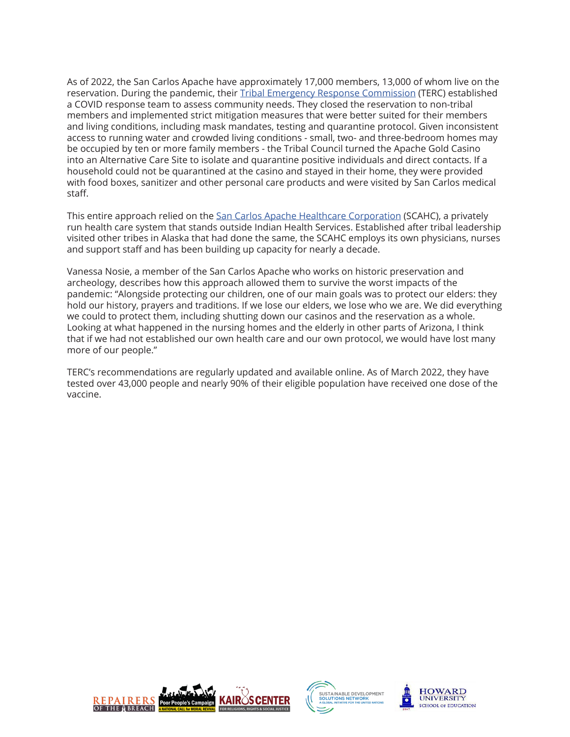As of 2022, the San Carlos Apache have approximately 17,000 members, 13,000 of whom live on the reservation. During the pandemic, their [Tribal Emergency Response Commission](#) (TERC) established a COVID response team to assess community needs. They closed the reservation to non-tribal members and implemented strict mitigation measures that were better suited for their members and living conditions, including mask mandates, testing and quarantine protocol. Given inconsistent access to running water and crowded living conditions - small, two- and three-bedroom homes may be occupied by ten or more family members - the Tribal Council turned the Apache Gold Casino into an Alternative Care Site to isolate and quarantine positive individuals and direct contacts. If a household could not be quarantined at the casino and stayed in their home, they were provided with food boxes, sanitizer and other personal care products and were visited by San Carlos medical staff.

This entire approach relied on the [San Carlos Apache Healthcare Corporation](#) (SCAHC), a privately run health care system that stands outside Indian Health Services. Established after tribal leadership visited other tribes in Alaska that had done the same, the SCAHC employs its own physicians, nurses and support staff and has been building up capacity for nearly a decade.

Vanessa Nosie, a member of the San Carlos Apache who works on historic preservation and archeology, describes how this approach allowed them to survive the worst impacts of the pandemic: "Alongside protecting our children, one of our main goals was to protect our elders: they hold our history, prayers and traditions. If we lose our elders, we lose who we are. We did everything we could to protect them, including shutting down our casinos and the reservation as a whole. Looking at what happened in the nursing homes and the elderly in other parts of Arizona, I think that if we had not established our own health care and our own protocol, we would have lost many more of our people."

TERC's recommendations are regularly updated and available online. As of March 2022, they have tested over 43,000 people and nearly 90% of their eligible population have received one dose of the vaccine.